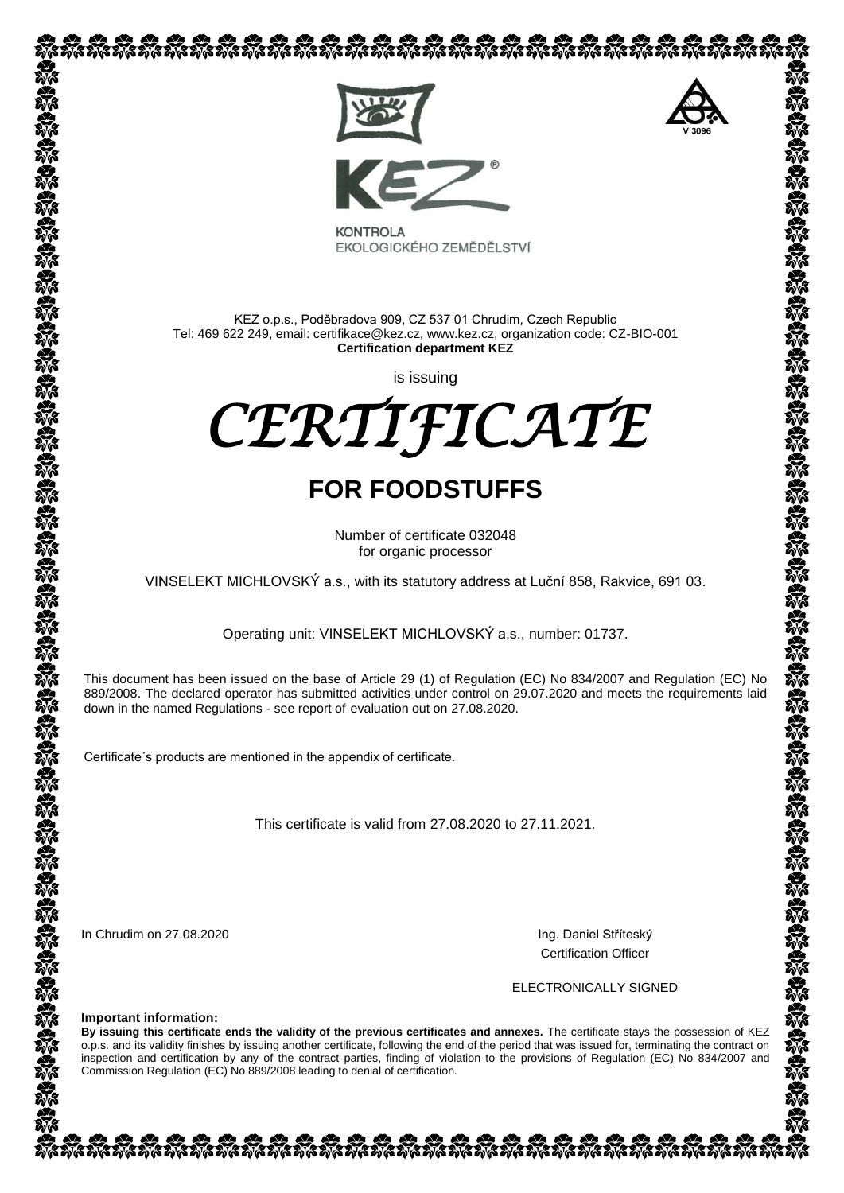KONTROLA
EKOLOGICKÉHO ZEMĚDĚLSTVÍ

V 3096

KEZ o.p.s., Poděbradova 909, CZ 537 01 Chrudim, Czech Republic
Tel: 469 622 249, email: certifikace@kez.cz, www.kez.cz, organization code: CZ-BIO-001
**Certification department KEZ**

is issuing

# *CERTIFICATE*

## FOR FOODSTUFFS

Number of certificate 032048
for organic processor

VINSELEKT MICHLOVSKÝ a.s., with its statutory address at Luční 858, Rakvice, 691 03.

Operating unit: VINSELEKT MICHLOVSKÝ a.s., number: 01737.

This document has been issued on the base of Article 29 (1) of Regulation (EC) No 834/2007 and Regulation (EC) No 889/2008. The declared operator has submitted activities under control on 29.07.2020 and meets the requirements laid down in the named Regulations - see report of evaluation out on 27.08.2020.

Certificate´s products are mentioned in the appendix of certificate.

This certificate is valid from 27.08.2020 to 27.11.2021.

In Chrudim on 27.08.2020

Ing. Daniel Stříteský
Certification Officer

ELECTRONICALLY SIGNED

**Important information:**
**By issuing this certificate ends the validity of the previous certificates and annexes.** The certificate stays the possession of KEZ o.p.s. and its validity finishes by issuing another certificate, following the end of the period that was issued for, terminating the contract on inspection and certification by any of the contract parties, finding of violation to the provisions of Regulation (EC) No 834/2007 and Commission Regulation (EC) No 889/2008 leading to denial of certification.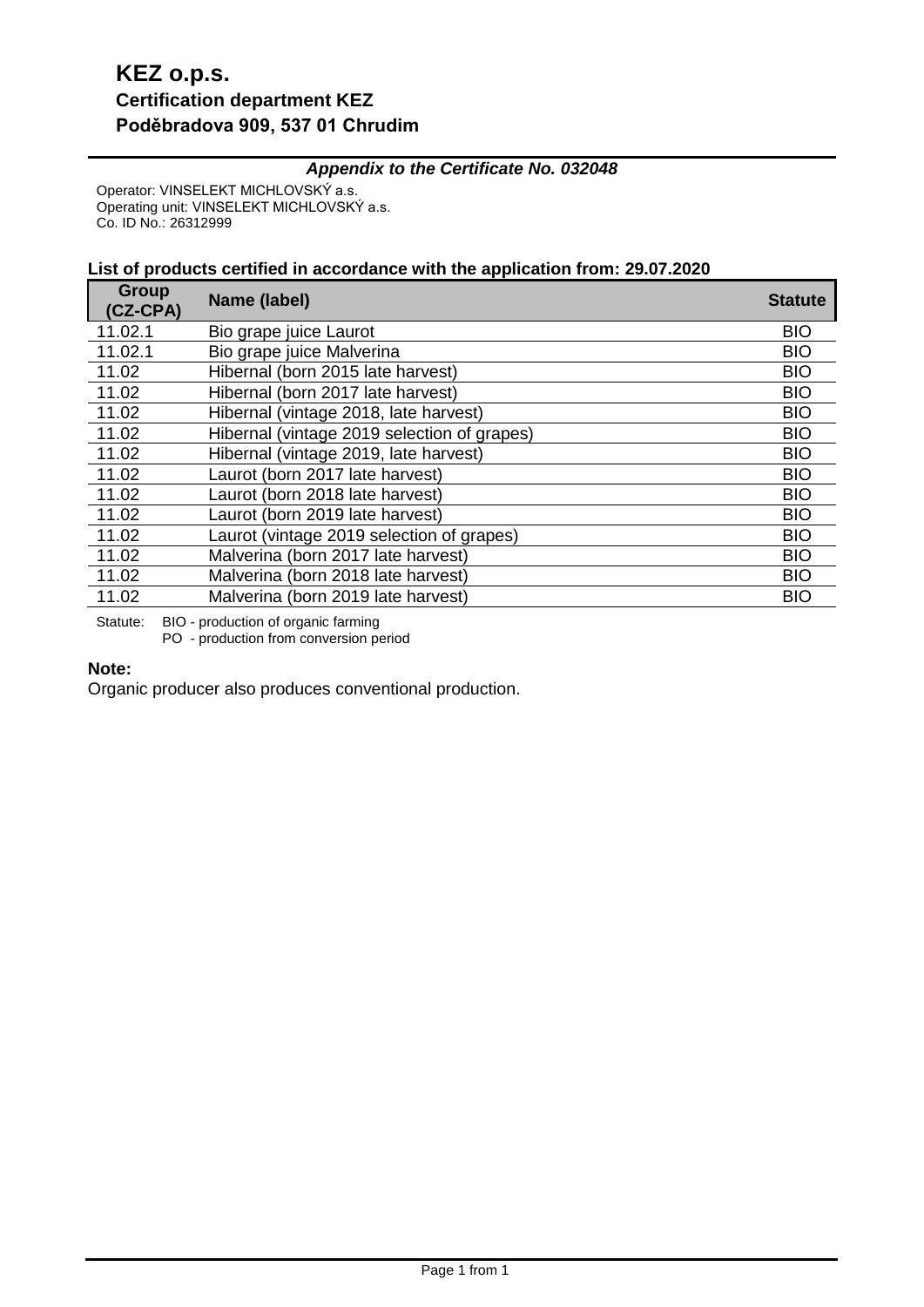# KEZ o.p.s.

### Certification department KEZ

### Poděbradova 909, 537 01 Chrudim

***Appendix to the Certificate No. 032048***

Operator: VINSELEKT MICHLOVSKÝ a.s.
Operating unit: VINSELEKT MICHLOVSKÝ a.s.
Co. ID No.: 26312999

**List of products certified in accordance with the application from: 29.07.2020**

| Group (CZ-CPA) | Name (label) | Statute |
|---|---|---|
| 11.02.1 | Bio grape juice Laurot | BIO |
| 11.02.1 | Bio grape juice Malverina | BIO |
| 11.02 | Hibernal (born 2015 late harvest) | BIO |
| 11.02 | Hibernal (born 2017 late harvest) | BIO |
| 11.02 | Hibernal (vintage 2018, late harvest) | BIO |
| 11.02 | Hibernal (vintage 2019 selection of grapes) | BIO |
| 11.02 | Hibernal (vintage 2019, late harvest) | BIO |
| 11.02 | Laurot (born 2017 late harvest) | BIO |
| 11.02 | Laurot (born 2018 late harvest) | BIO |
| 11.02 | Laurot (born 2019 late harvest) | BIO |
| 11.02 | Laurot (vintage 2019 selection of grapes) | BIO |
| 11.02 | Malverina (born 2017 late harvest) | BIO |
| 11.02 | Malverina (born 2018 late harvest) | BIO |
| 11.02 | Malverina (born 2019 late harvest) | BIO |

Statute: BIO - production of organic farming
PO - production from conversion period

**Note:**

Organic producer also produces conventional production.